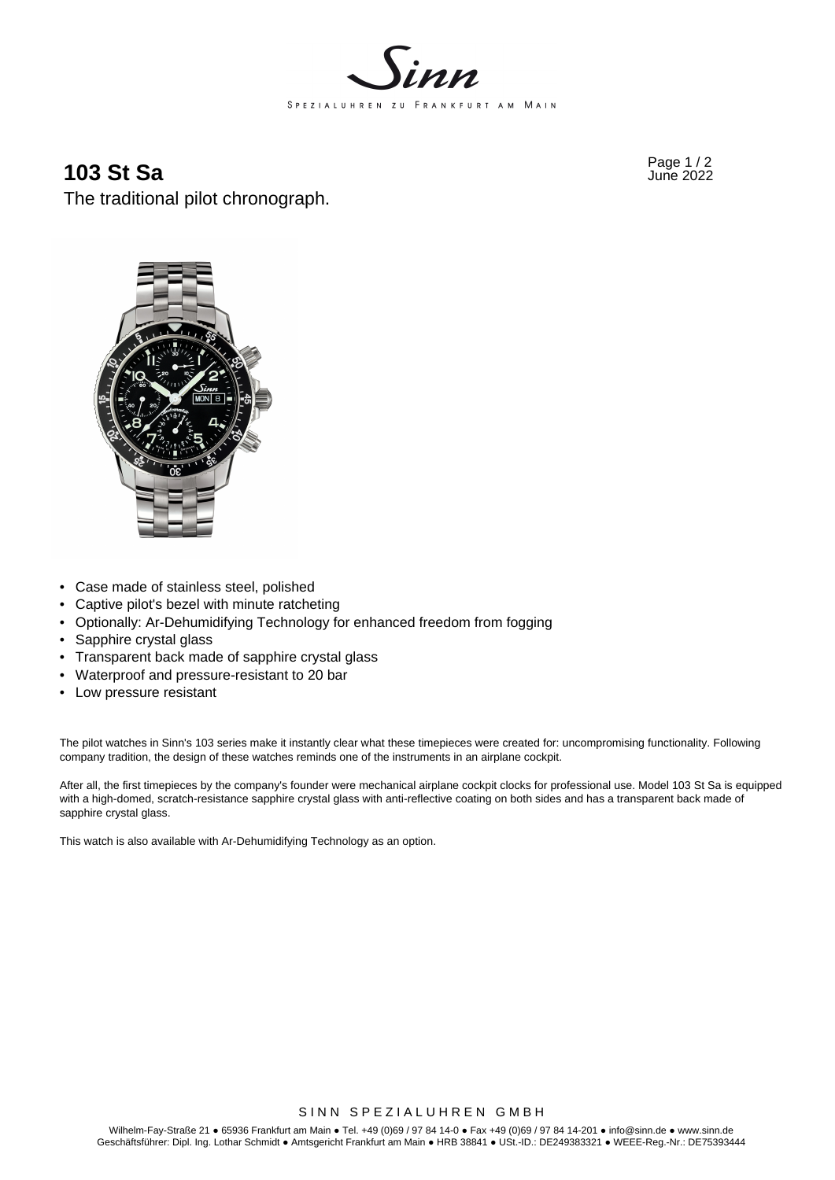# 103 St Sa

The traditional pilot chronograph.

- Case made of stainless steel, polished
- Captive pilot's bezel with minute ratcheting
- Optionally: Ar-Dehumidifying Technology for enhanced freedom from fogging
- Sapphire crystal glass
- Transparent back made of sapphire crystal glass
- Waterproof and pressure-resistant to 20 bar
- Low pressure resistant

The pilot watches in Sinn's 103 series make it instantly clear what these timepieces were created for: uncompromising functionality. Following company tradition, the design of these watches reminds one of the instruments in an airplane cockpit.

After all, the first timepieces by the company's founder were mechanical airplane cockpit clocks for professional use. Model 103 St Sa is equipped with a high-domed, scratch-resistance sapphire crystal glass with anti-reflective coating on both sides and has a transparent back made of sapphire crystal glass.

This watch is also available with Ar-Dehumidifying Technology as an option.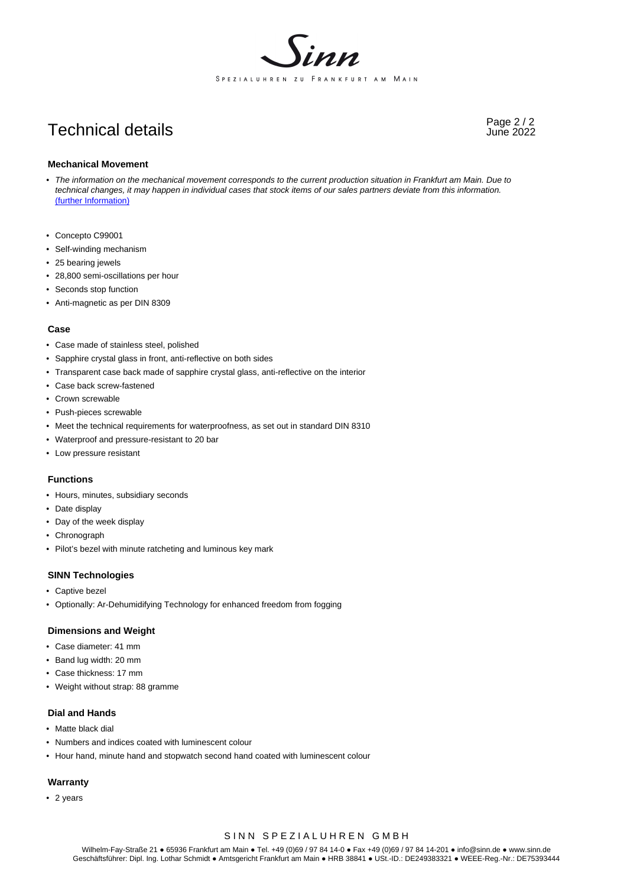# Technical details

June 2022

## Mechanical Movement

- *The information on the mechanical movement corresponds to the current production situation in Frankfurt am Main. Due to technical changes, it may happen in individual cases that stock items of our sales partners deviate from this information.* (further Information)

- Concepto C99001
- Self-winding mechanism
- 25 bearing jewels
- 28,800 semi-oscillations per hour
- Seconds stop function
- Anti-magnetic as per DIN 8309

## Case

- Case made of stainless steel, polished
- Sapphire crystal glass in front, anti-reflective on both sides
- Transparent case back made of sapphire crystal glass, anti-reflective on the interior
- Case back screw-fastened
- Crown screwable
- Push-pieces screwable
- Meet the technical requirements for waterproofness, as set out in standard DIN 8310
- Waterproof and pressure-resistant to 20 bar
- Low pressure resistant

## Functions

- Hours, minutes, subsidiary seconds
- Date display
- Day of the week display
- Chronograph
- Pilot's bezel with minute ratcheting and luminous key mark

## SINN Technologies

- Captive bezel
- Optionally: Ar-Dehumidifying Technology for enhanced freedom from fogging

## Dimensions and Weight

- Case diameter: 41 mm
- Band lug width: 20 mm
- Case thickness: 17 mm
- Weight without strap: 88 gramme

## Dial and Hands

- Matte black dial
- Numbers and indices coated with luminescent colour
- Hour hand, minute hand and stopwatch second hand coated with luminescent colour

## Warranty

- 2 years